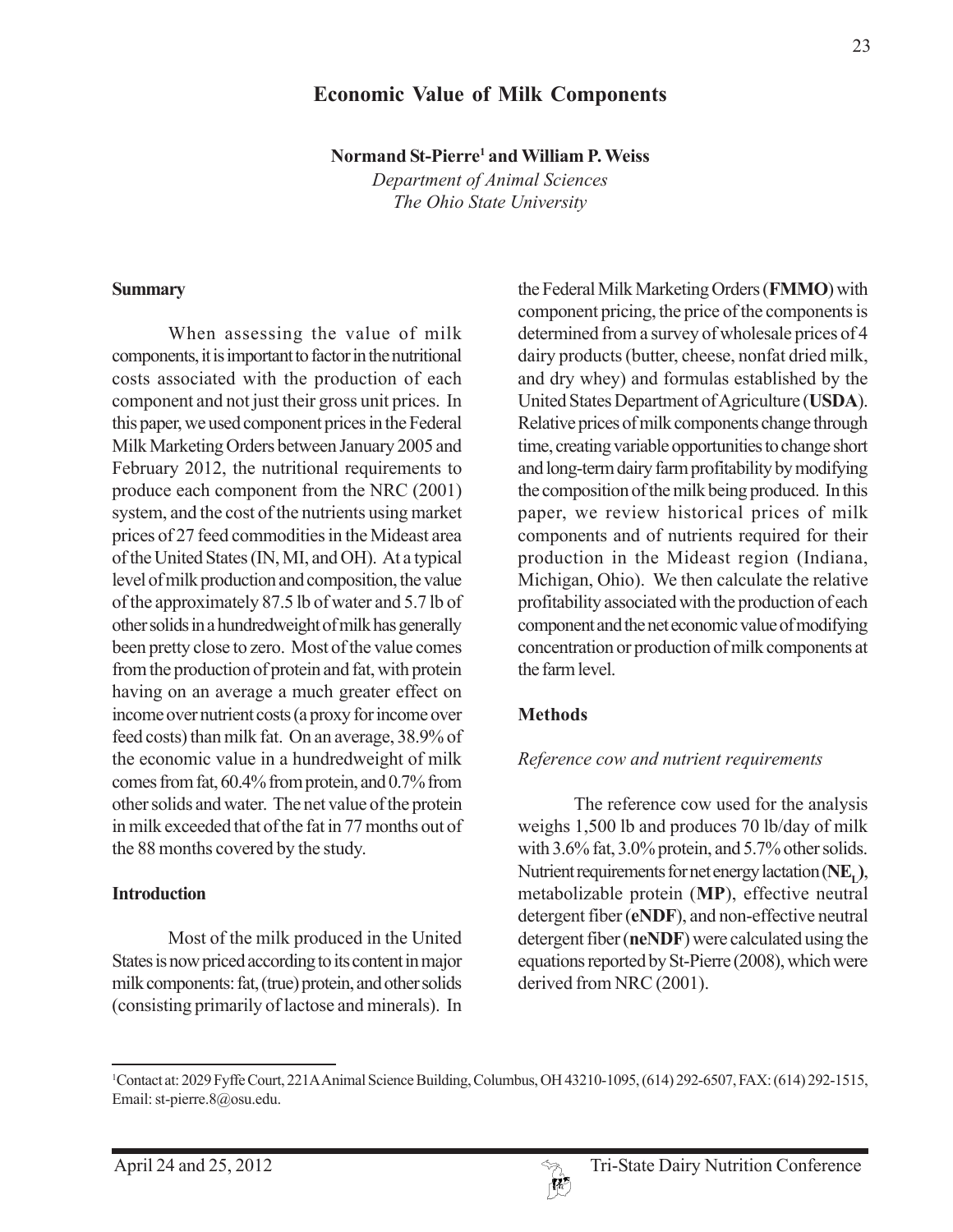# Economic Value of Milk Components

**Normand St-Pierre[1] and William P. Weiss**

*Department of Animal Sciences*
*The Ohio State University*

## Summary

When assessing the value of milk components, it is important to factor in the nutritional costs associated with the production of each component and not just their gross unit prices. In this paper, we used component prices in the Federal Milk Marketing Orders between January 2005 and February 2012, the nutritional requirements to produce each component from the NRC (2001) system, and the cost of the nutrients using market prices of 27 feed commodities in the Mideast area of the United States (IN, MI, and OH). At a typical level of milk production and composition, the value of the approximately 87.5 lb of water and 5.7 lb of other solids in a hundredweight of milk has generally been pretty close to zero. Most of the value comes from the production of protein and fat, with protein having on an average a much greater effect on income over nutrient costs (a proxy for income over feed costs) than milk fat. On an average, 38.9% of the economic value in a hundredweight of milk comes from fat, 60.4% from protein, and 0.7% from other solids and water. The net value of the protein in milk exceeded that of the fat in 77 months out of the 88 months covered by the study.

## Introduction

Most of the milk produced in the United States is now priced according to its content in major milk components: fat, (true) protein, and other solids (consisting primarily of lactose and minerals). In the Federal Milk Marketing Orders (**FMMO**) with component pricing, the price of the components is determined from a survey of wholesale prices of 4 dairy products (butter, cheese, nonfat dried milk, and dry whey) and formulas established by the United States Department of Agriculture (**USDA**). Relative prices of milk components change through time, creating variable opportunities to change short and long-term dairy farm profitability by modifying the composition of the milk being produced. In this paper, we review historical prices of milk components and of nutrients required for their production in the Mideast region (Indiana, Michigan, Ohio). We then calculate the relative profitability associated with the production of each component and the net economic value of modifying concentration or production of milk components at the farm level.

## Methods

### *Reference cow and nutrient requirements*

The reference cow used for the analysis weighs 1,500 lb and produces 70 lb/day of milk with 3.6% fat, 3.0% protein, and 5.7% other solids. Nutrient requirements for net energy lactation (**$NE_L$**), metabolizable protein (**MP**), effective neutral detergent fiber (**eNDF**), and non-effective neutral detergent fiber (**neNDF**) were calculated using the equations reported by St-Pierre (2008), which were derived from NRC (2001).

[1]Contact at: 2029 Fyffe Court, 221A Animal Science Building, Columbus, OH 43210-1095, (614) 292-6507, FAX: (614) 292-1515, Email: st-pierre.8@osu.edu.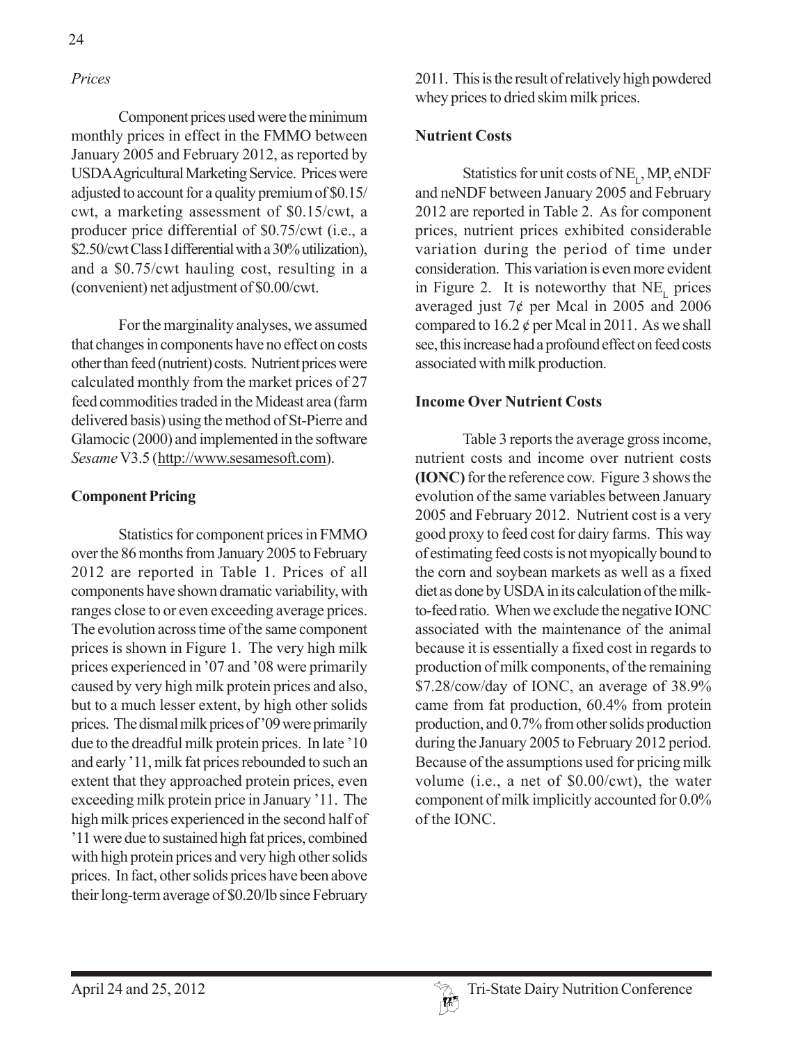*Prices*

Component prices used were the minimum monthly prices in effect in the FMMO between January 2005 and February 2012, as reported by USDA Agricultural Marketing Service. Prices were adjusted to account for a quality premium of $0.15/cwt, a marketing assessment of $0.15/cwt, a producer price differential of $0.75/cwt (i.e., a $2.50/cwt Class I differential with a 30% utilization), and a $0.75/cwt hauling cost, resulting in a (convenient) net adjustment of $0.00/cwt.

For the marginality analyses, we assumed that changes in components have no effect on costs other than feed (nutrient) costs. Nutrient prices were calculated monthly from the market prices of 27 feed commodities traded in the Mideast area (farm delivered basis) using the method of St-Pierre and Glamocic (2000) and implemented in the software *Sesame* V3.5 (http://www.sesamesoft.com).

## Component Pricing

Statistics for component prices in FMMO over the 86 months from January 2005 to February 2012 are reported in Table 1. Prices of all components have shown dramatic variability, with ranges close to or even exceeding average prices. The evolution across time of the same component prices is shown in Figure 1. The very high milk prices experienced in '07 and '08 were primarily caused by very high milk protein prices and also, but to a much lesser extent, by high other solids prices. The dismal milk prices of '09 were primarily due to the dreadful milk protein prices. In late '10 and early '11, milk fat prices rebounded to such an extent that they approached protein prices, even exceeding milk protein price in January '11. The high milk prices experienced in the second half of '11 were due to sustained high fat prices, combined with high protein prices and very high other solids prices. In fact, other solids prices have been above their long-term average of $0.20/lb since February 2011. This is the result of relatively high powdered whey prices to dried skim milk prices.

## Nutrient Costs

Statistics for unit costs of $NE_L$, MP, eNDF and neNDF between January 2005 and February 2012 are reported in Table 2. As for component prices, nutrient prices exhibited considerable variation during the period of time under consideration. This variation is even more evident in Figure 2. It is noteworthy that $NE_L$ prices averaged just 7¢ per Mcal in 2005 and 2006 compared to 16.2 ¢ per Mcal in 2011. As we shall see, this increase had a profound effect on feed costs associated with milk production.

## Income Over Nutrient Costs

Table 3 reports the average gross income, nutrient costs and income over nutrient costs **(IONC)** for the reference cow. Figure 3 shows the evolution of the same variables between January 2005 and February 2012. Nutrient cost is a very good proxy to feed cost for dairy farms. This way of estimating feed costs is not myopically bound to the corn and soybean markets as well as a fixed diet as done by USDA in its calculation of the milk-to-feed ratio. When we exclude the negative IONC associated with the maintenance of the animal because it is essentially a fixed cost in regards to production of milk components, of the remaining $7.28/cow/day of IONC, an average of 38.9% came from fat production, 60.4% from protein production, and 0.7% from other solids production during the January 2005 to February 2012 period. Because of the assumptions used for pricing milk volume (i.e., a net of $0.00/cwt), the water component of milk implicitly accounted for 0.0% of the IONC.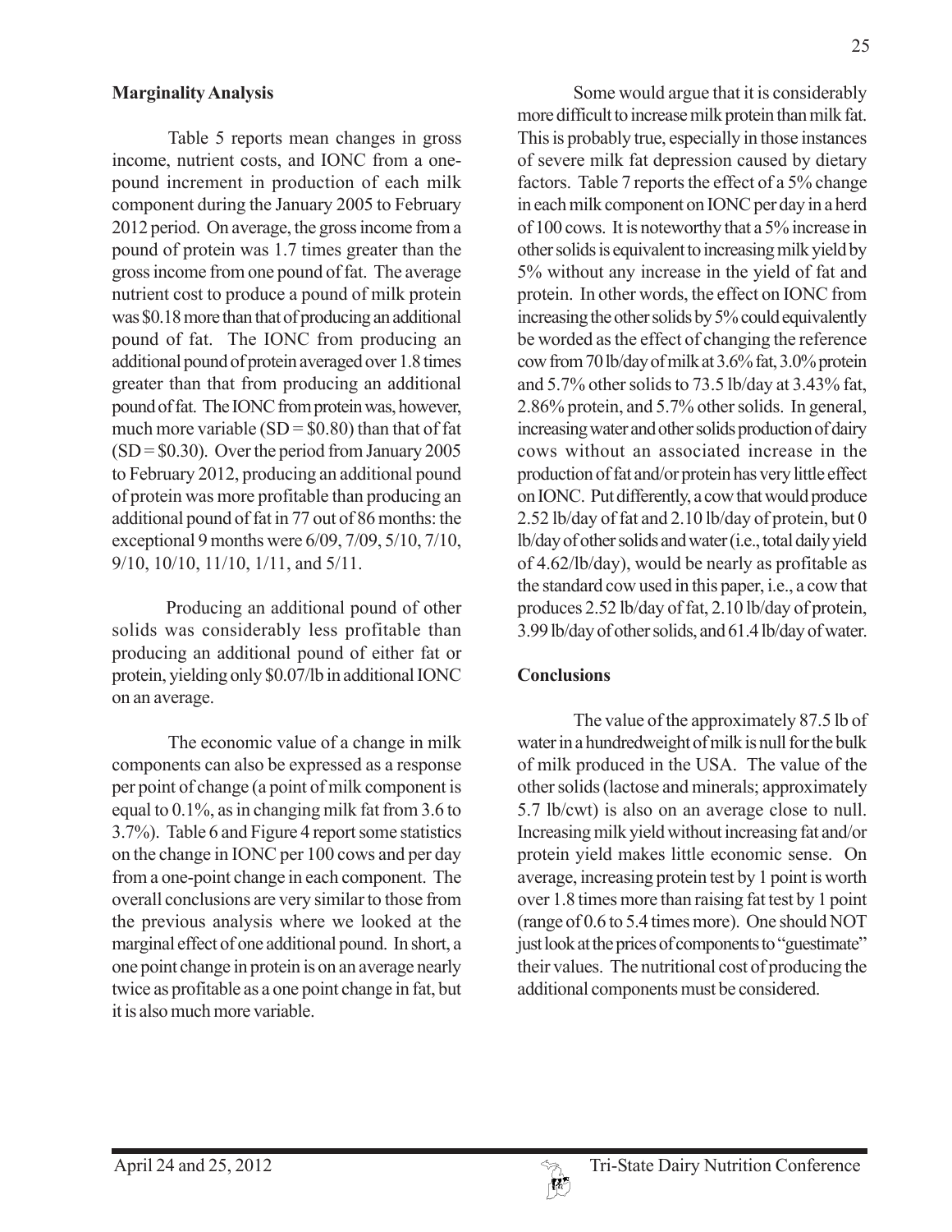## Marginality Analysis

Table 5 reports mean changes in gross income, nutrient costs, and IONC from a one-pound increment in production of each milk component during the January 2005 to February 2012 period. On average, the gross income from a pound of protein was 1.7 times greater than the gross income from one pound of fat. The average nutrient cost to produce a pound of milk protein was \$0.18 more than that of producing an additional pound of fat. The IONC from producing an additional pound of protein averaged over 1.8 times greater than that from producing an additional pound of fat. The IONC from protein was, however, much more variable (SD = \$0.80) than that of fat (SD = \$0.30). Over the period from January 2005 to February 2012, producing an additional pound of protein was more profitable than producing an additional pound of fat in 77 out of 86 months: the exceptional 9 months were 6/09, 7/09, 5/10, 7/10, 9/10, 10/10, 11/10, 1/11, and 5/11.

Producing an additional pound of other solids was considerably less profitable than producing an additional pound of either fat or protein, yielding only \$0.07/lb in additional IONC on an average.

The economic value of a change in milk components can also be expressed as a response per point of change (a point of milk component is equal to 0.1%, as in changing milk fat from 3.6 to 3.7%). Table 6 and Figure 4 report some statistics on the change in IONC per 100 cows and per day from a one-point change in each component. The overall conclusions are very similar to those from the previous analysis where we looked at the marginal effect of one additional pound. In short, a one point change in protein is on an average nearly twice as profitable as a one point change in fat, but it is also much more variable.

Some would argue that it is considerably more difficult to increase milk protein than milk fat. This is probably true, especially in those instances of severe milk fat depression caused by dietary factors. Table 7 reports the effect of a 5% change in each milk component on IONC per day in a herd of 100 cows. It is noteworthy that a 5% increase in other solids is equivalent to increasing milk yield by 5% without any increase in the yield of fat and protein. In other words, the effect on IONC from increasing the other solids by 5% could equivalently be worded as the effect of changing the reference cow from 70 lb/day of milk at 3.6% fat, 3.0% protein and 5.7% other solids to 73.5 lb/day at 3.43% fat, 2.86% protein, and 5.7% other solids. In general, increasing water and other solids production of dairy cows without an associated increase in the production of fat and/or protein has very little effect on IONC. Put differently, a cow that would produce 2.52 lb/day of fat and 2.10 lb/day of protein, but 0 lb/day of other solids and water (i.e., total daily yield of 4.62/lb/day), would be nearly as profitable as the standard cow used in this paper, i.e., a cow that produces 2.52 lb/day of fat, 2.10 lb/day of protein, 3.99 lb/day of other solids, and 61.4 lb/day of water.

## Conclusions

The value of the approximately 87.5 lb of water in a hundredweight of milk is null for the bulk of milk produced in the USA. The value of the other solids (lactose and minerals; approximately 5.7 lb/cwt) is also on an average close to null. Increasing milk yield without increasing fat and/or protein yield makes little economic sense. On average, increasing protein test by 1 point is worth over 1.8 times more than raising fat test by 1 point (range of 0.6 to 5.4 times more). One should NOT just look at the prices of components to "guestimate" their values. The nutritional cost of producing the additional components must be considered.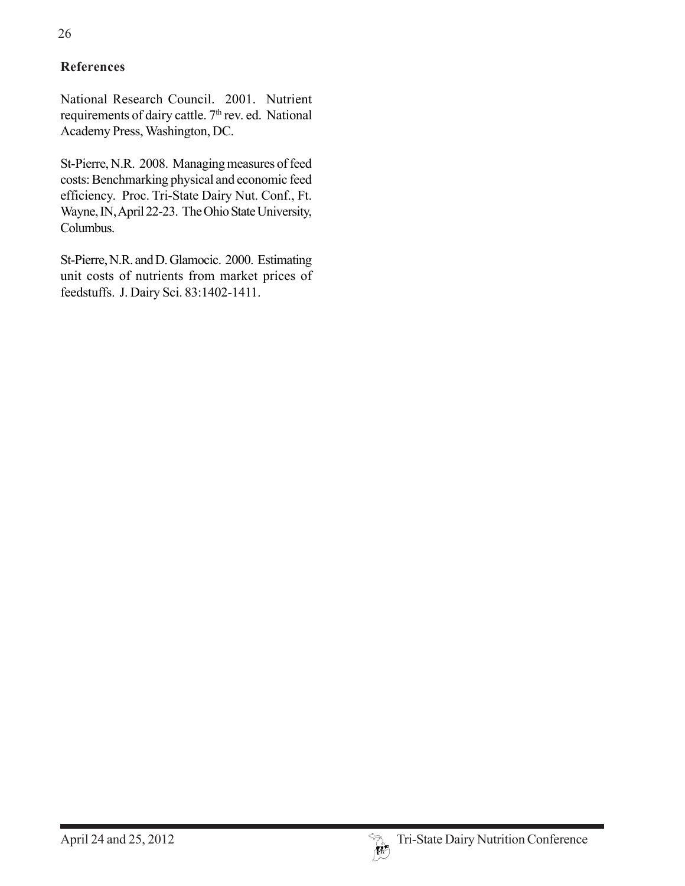## References

National Research Council. 2001. Nutrient requirements of dairy cattle. 7th rev. ed. National Academy Press, Washington, DC.

St-Pierre, N.R. 2008. Managing measures of feed costs: Benchmarking physical and economic feed efficiency. Proc. Tri-State Dairy Nut. Conf., Ft. Wayne, IN, April 22-23. The Ohio State University, Columbus.

St-Pierre, N.R. and D. Glamocic. 2000. Estimating unit costs of nutrients from market prices of feedstuffs. J. Dairy Sci. 83:1402-1411.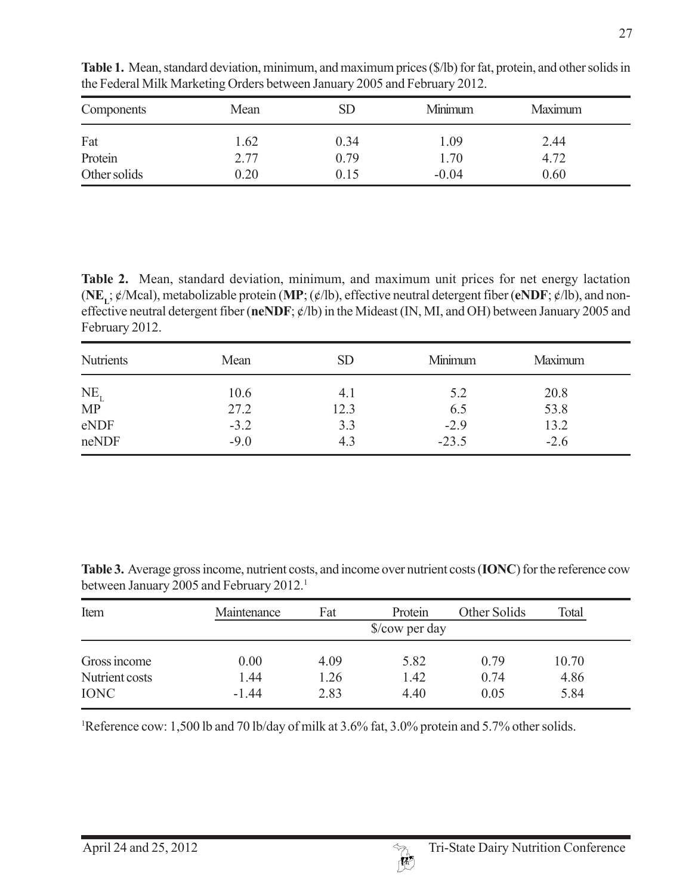**Table 1.** Mean, standard deviation, minimum, and maximum prices ($/lb) for fat, protein, and other solids in the Federal Milk Marketing Orders between January 2005 and February 2012.

| Components | Mean | SD | Minimum | Maximum |
|---|---|---|---|---|
| Fat | 1.62 | 0.34 | 1.09 | 2.44 |
| Protein | 2.77 | 0.79 | 1.70 | 4.72 |
| Other solids | 0.20 | 0.15 | -0.04 | 0.60 |

**Table 2.** Mean, standard deviation, minimum, and maximum unit prices for net energy lactation (**$NE_L$**; ¢/Mcal), metabolizable protein (**MP**; (¢/lb), effective neutral detergent fiber (**eNDF**; ¢/lb), and non-effective neutral detergent fiber (**neNDF**; ¢/lb) in the Mideast (IN, MI, and OH) between January 2005 and February 2012.

| Nutrients | Mean | SD | Minimum | Maximum |
|---|---|---|---|---|
| $NE_L$ | 10.6 | 4.1 | 5.2 | 20.8 |
| MP | 27.2 | 12.3 | 6.5 | 53.8 |
| eNDF | -3.2 | 3.3 | -2.9 | 13.2 |
| neNDF | -9.0 | 4.3 | -23.5 | -2.6 |

**Table 3.** Average gross income, nutrient costs, and income over nutrient costs (**IONC**) for the reference cow between January 2005 and February 2012.[1]

| Item | Maintenance | Fat | Protein | Other Solids | Total |
|---|---|---|---|---|---|
| | | | $/cow per day | | |
| Gross income | 0.00 | 4.09 | 5.82 | 0.79 | 10.70 |
| Nutrient costs | 1.44 | 1.26 | 1.42 | 0.74 | 4.86 |
| IONC | -1.44 | 2.83 | 4.40 | 0.05 | 5.84 |

[1]Reference cow: 1,500 lb and 70 lb/day of milk at 3.6% fat, 3.0% protein and 5.7% other solids.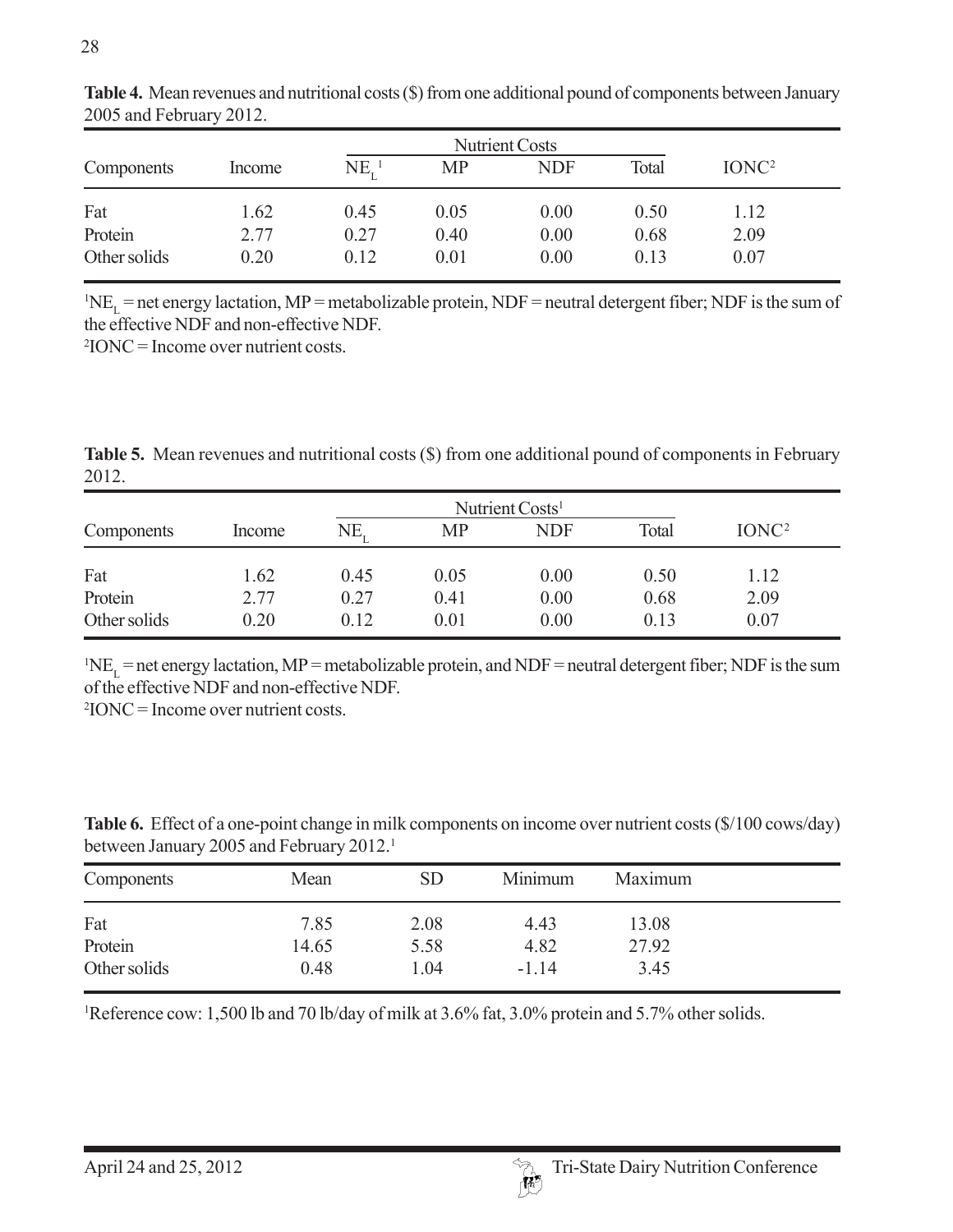**Table 4.** Mean revenues and nutritional costs ($) from one additional pound of components between January 2005 and February 2012.

| Components | Income | Nutrient Costs | | | | IONC[2] |
|---|---|---|---|---|---|---|
| | | $NE_L$[1] | MP | NDF | Total | |
| Fat | 1.62 | 0.45 | 0.05 | 0.00 | 0.50 | 1.12 |
| Protein | 2.77 | 0.27 | 0.40 | 0.00 | 0.68 | 2.09 |
| Other solids | 0.20 | 0.12 | 0.01 | 0.00 | 0.13 | 0.07 |

[1]$NE_L$ = net energy lactation, MP = metabolizable protein, NDF = neutral detergent fiber; NDF is the sum of the effective NDF and non-effective NDF.
[2]IONC = Income over nutrient costs.

**Table 5.** Mean revenues and nutritional costs ($) from one additional pound of components in February 2012.

| Components | Income | Nutrient Costs[1] | | | | IONC[2] |
|---|---|---|---|---|---|---|
| | | $NE_L$ | MP | NDF | Total | |
| Fat | 1.62 | 0.45 | 0.05 | 0.00 | 0.50 | 1.12 |
| Protein | 2.77 | 0.27 | 0.41 | 0.00 | 0.68 | 2.09 |
| Other solids | 0.20 | 0.12 | 0.01 | 0.00 | 0.13 | 0.07 |

[1]$NE_L$ = net energy lactation, MP = metabolizable protein, and NDF = neutral detergent fiber; NDF is the sum of the effective NDF and non-effective NDF.
[2]IONC = Income over nutrient costs.

**Table 6.** Effect of a one-point change in milk components on income over nutrient costs ($/100 cows/day) between January 2005 and February 2012.[1]

| Components | Mean | SD | Minimum | Maximum |
|---|---|---|---|---|
| Fat | 7.85 | 2.08 | 4.43 | 13.08 |
| Protein | 14.65 | 5.58 | 4.82 | 27.92 |
| Other solids | 0.48 | 1.04 | -1.14 | 3.45 |

[1]Reference cow: 1,500 lb and 70 lb/day of milk at 3.6% fat, 3.0% protein and 5.7% other solids.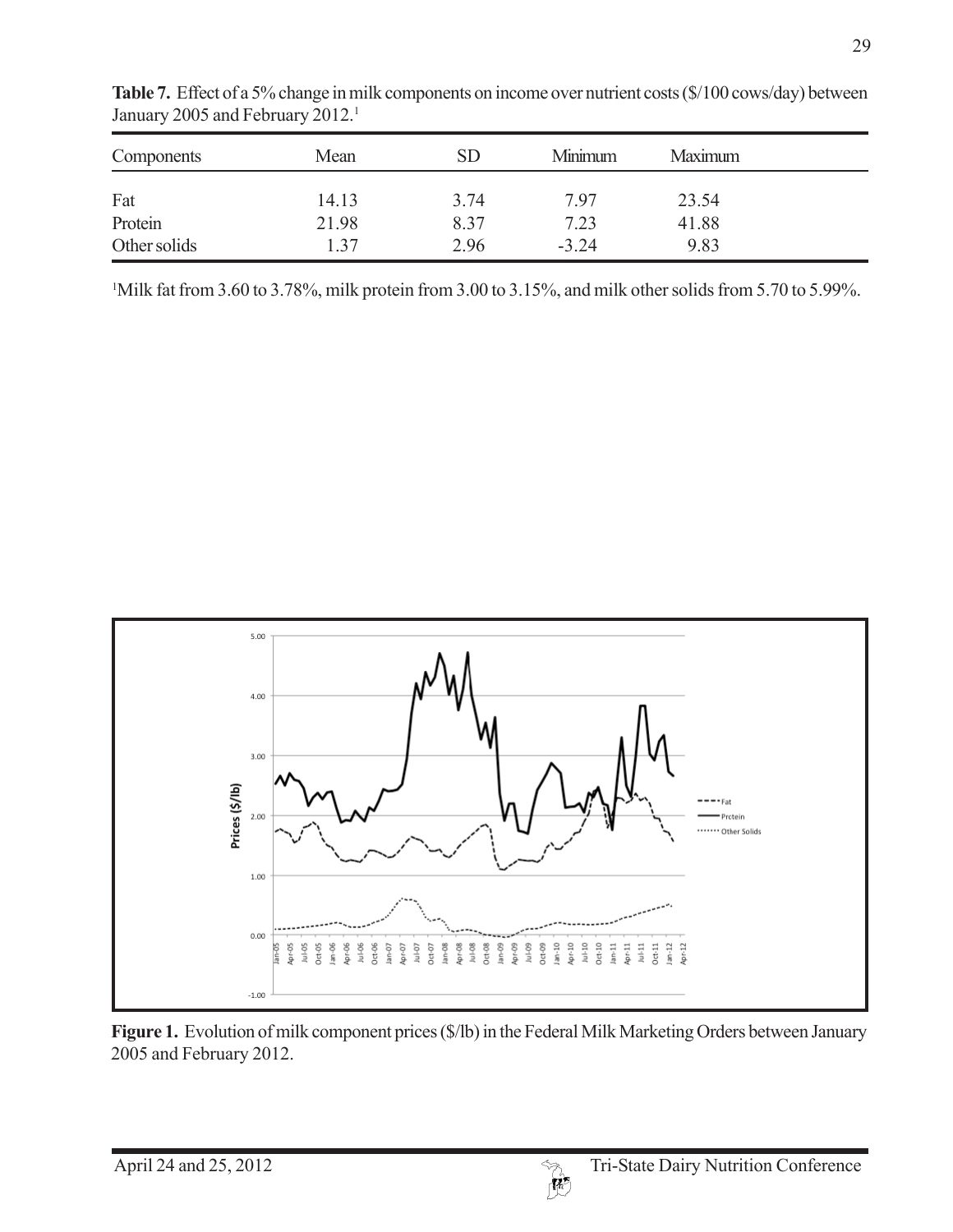**Table 7.** Effect of a 5% change in milk components on income over nutrient costs ($/100 cows/day) between January 2005 and February 2012.[1]

| Components | Mean | SD | Minimum | Maximum |
|---|---|---|---|---|
| Fat | 14.13 | 3.74 | 7.97 | 23.54 |
| Protein | 21.98 | 8.37 | 7.23 | 41.88 |
| Other solids | 1.37 | 2.96 | -3.24 | 9.83 |

[1]Milk fat from 3.60 to 3.78%, milk protein from 3.00 to 3.15%, and milk other solids from 5.70 to 5.99%.

**Figure 1.** Evolution of milk component prices ($/lb) in the Federal Milk Marketing Orders between January 2005 and February 2012.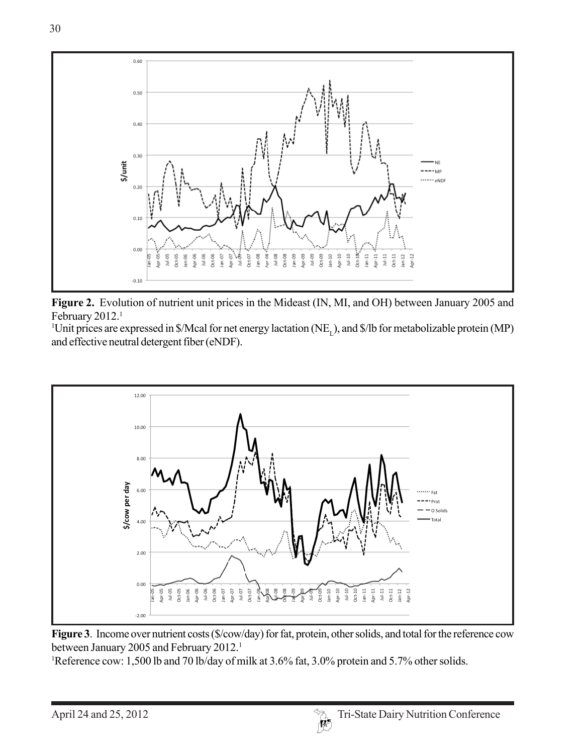**Figure 2.** Evolution of nutrient unit prices in the Mideast (IN, MI, and OH) between January 2005 and February 2012.[1]

[1]Unit prices are expressed in \$/Mcal for net energy lactation ($NE_L$), and \$/lb for metabolizable protein (MP) and effective neutral detergent fiber (eNDF).

**Figure 3**. Income over nutrient costs (\$/cow/day) for fat, protein, other solids, and total for the reference cow between January 2005 and February 2012.[1]

[1]Reference cow: 1,500 lb and 70 lb/day of milk at 3.6% fat, 3.0% protein and 5.7% other solids.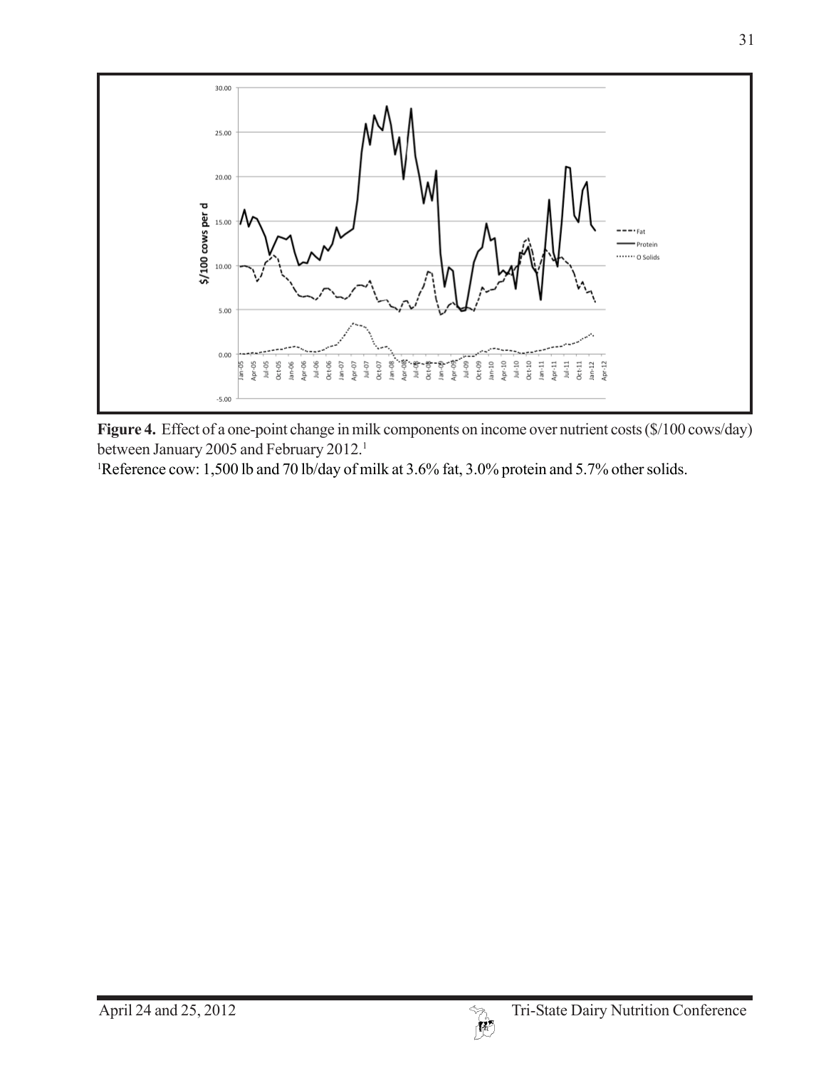30.00

25.00

20.00

15.00

10.00

5.00

0.00

-5.00

$/100 cows per d

Jan-05 Apr-05 Jul-05 Oct-05 Jan-06 Apr-06 Jul-06 Oct-06 Jan-07 Apr-07 Jul-07 Oct-07 Jan-08 Apr-08 Jul-08 Oct-08 Jan-09 Apr-09 Jul-09 Oct-09 Jan-10 Apr-10 Jul-10 Oct-10 Jan-11 Apr-11 Jul-11 Oct-11 Jan-12 Apr-12

Fat

Protein

O Solids

**Figure 4.** Effect of a one-point change in milk components on income over nutrient costs ($/100 cows/day) between January 2005 and February 2012.[1]

[1]Reference cow: 1,500 lb and 70 lb/day of milk at 3.6% fat, 3.0% protein and 5.7% other solids.